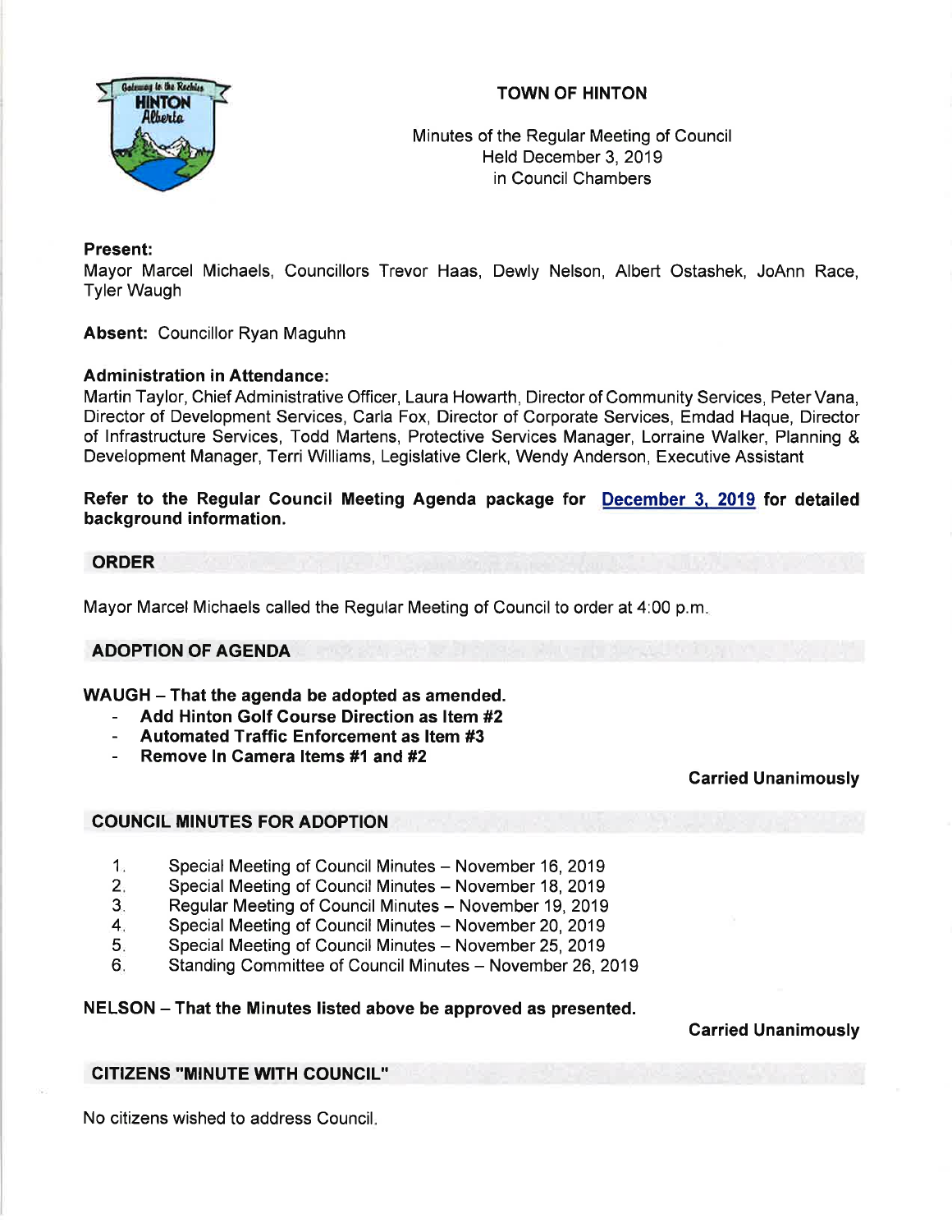# TOWN OF HINTON

Minutes of the Regular Meeting of Council
Held December 3, 2019
in Council Chambers

**Present:**
Mayor Marcel Michaels, Councillors Trevor Haas, Dewly Nelson, Albert Ostashek, JoAnn Race, Tyler Waugh

**Absent:** Councillor Ryan Maguhn

**Administration in Attendance:**
Martin Taylor, Chief Administrative Officer, Laura Howarth, Director of Community Services, Peter Vana, Director of Development Services, Carla Fox, Director of Corporate Services, Emdad Haque, Director of Infrastructure Services, Todd Martens, Protective Services Manager, Lorraine Walker, Planning & Development Manager, Terri Williams, Legislative Clerk, Wendy Anderson, Executive Assistant

**Refer to the Regular Council Meeting Agenda package for December 3, 2019 for detailed background information.**

## ORDER

Mayor Marcel Michaels called the Regular Meeting of Council to order at 4:00 p.m.

## ADOPTION OF AGENDA

**WAUGH – That the agenda be adopted as amended.**

- **Add Hinton Golf Course Direction as Item #2**
- **Automated Traffic Enforcement as Item #3**
- **Remove In Camera Items #1 and #2**

**Carried Unanimously**

## COUNCIL MINUTES FOR ADOPTION

1. Special Meeting of Council Minutes – November 16, 2019
2. Special Meeting of Council Minutes – November 18, 2019
3. Regular Meeting of Council Minutes – November 19, 2019
4. Special Meeting of Council Minutes – November 20, 2019
5. Special Meeting of Council Minutes – November 25, 2019
6. Standing Committee of Council Minutes – November 26, 2019

**NELSON – That the Minutes listed above be approved as presented.**

**Carried Unanimously**

## CITIZENS "MINUTE WITH COUNCIL"

No citizens wished to address Council.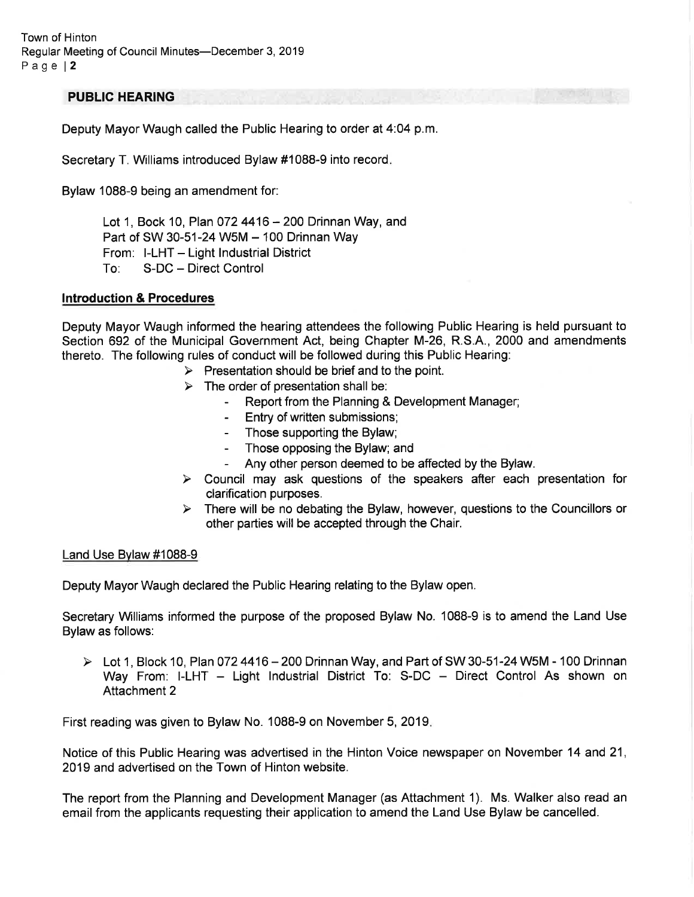## PUBLIC HEARING

Deputy Mayor Waugh called the Public Hearing to order at 4:04 p.m.

Secretary T. Williams introduced Bylaw #1088-9 into record.

Bylaw 1088-9 being an amendment for:

Lot 1, Bock 10, Plan 072 4416 – 200 Drinnan Way, and
Part of SW 30-51-24 W5M – 100 Drinnan Way
From: I-LHT – Light Industrial District
To: S-DC – Direct Control

### Introduction & Procedures

Deputy Mayor Waugh informed the hearing attendees the following Public Hearing is held pursuant to Section 692 of the Municipal Government Act, being Chapter M-26, R.S.A., 2000 and amendments thereto. The following rules of conduct will be followed during this Public Hearing:

- Presentation should be brief and to the point.
- The order of presentation shall be:
  - Report from the Planning & Development Manager;
  - Entry of written submissions;
  - Those supporting the Bylaw;
  - Those opposing the Bylaw; and
  - Any other person deemed to be affected by the Bylaw.
- Council may ask questions of the speakers after each presentation for clarification purposes.
- There will be no debating the Bylaw, however, questions to the Councillors or other parties will be accepted through the Chair.

Land Use Bylaw #1088-9

Deputy Mayor Waugh declared the Public Hearing relating to the Bylaw open.

Secretary Williams informed the purpose of the proposed Bylaw No. 1088-9 is to amend the Land Use Bylaw as follows:

- Lot 1, Block 10, Plan 072 4416 – 200 Drinnan Way, and Part of SW 30-51-24 W5M - 100 Drinnan Way From: I-LHT – Light Industrial District To: S-DC – Direct Control As shown on Attachment 2

First reading was given to Bylaw No. 1088-9 on November 5, 2019.

Notice of this Public Hearing was advertised in the Hinton Voice newspaper on November 14 and 21, 2019 and advertised on the Town of Hinton website.

The report from the Planning and Development Manager (as Attachment 1). Ms. Walker also read an email from the applicants requesting their application to amend the Land Use Bylaw be cancelled.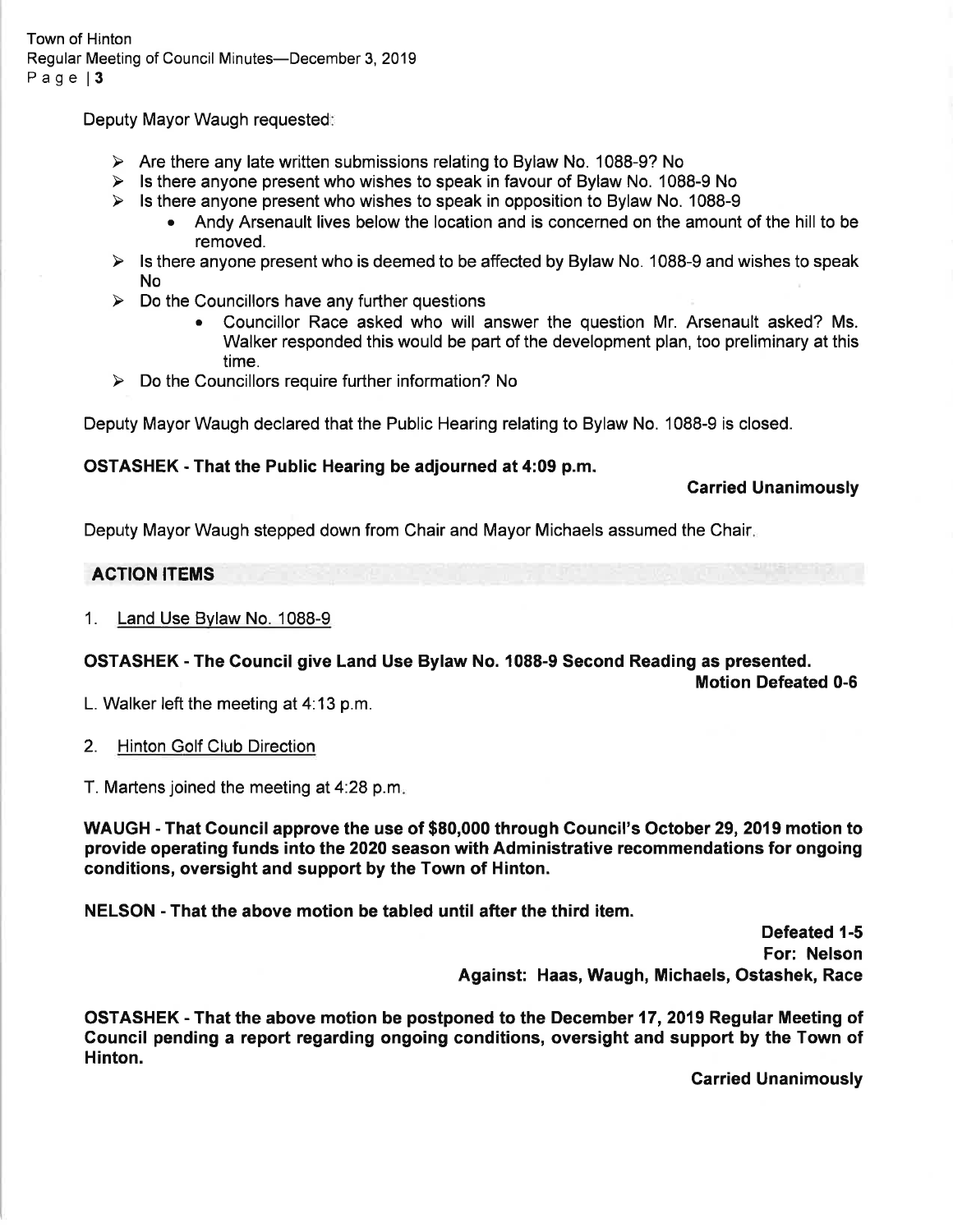Deputy Mayor Waugh requested:

- Are there any late written submissions relating to Bylaw No. 1088-9? No
- Is there anyone present who wishes to speak in favour of Bylaw No. 1088-9 No
- Is there anyone present who wishes to speak in opposition to Bylaw No. 1088-9
    - Andy Arsenault lives below the location and is concerned on the amount of the hill to be removed.
- Is there anyone present who is deemed to be affected by Bylaw No. 1088-9 and wishes to speak No
- Do the Councillors have any further questions
    - Councillor Race asked who will answer the question Mr. Arsenault asked? Ms. Walker responded this would be part of the development plan, too preliminary at this time.
- Do the Councillors require further information? No

Deputy Mayor Waugh declared that the Public Hearing relating to Bylaw No. 1088-9 is closed.

**OSTASHEK - That the Public Hearing be adjourned at 4:09 p.m.**

**Carried Unanimously**

Deputy Mayor Waugh stepped down from Chair and Mayor Michaels assumed the Chair.

## ACTION ITEMS

1. Land Use Bylaw No. 1088-9

**OSTASHEK - The Council give Land Use Bylaw No. 1088-9 Second Reading as presented.**

**Motion Defeated 0-6**

L. Walker left the meeting at 4:13 p.m.

2. Hinton Golf Club Direction

T. Martens joined the meeting at 4:28 p.m.

**WAUGH - That Council approve the use of $80,000 through Council's October 29, 2019 motion to provide operating funds into the 2020 season with Administrative recommendations for ongoing conditions, oversight and support by the Town of Hinton.**

**NELSON - That the above motion be tabled until after the third item.**

**Defeated 1-5**
**For: Nelson**
**Against: Haas, Waugh, Michaels, Ostashek, Race**

**OSTASHEK - That the above motion be postponed to the December 17, 2019 Regular Meeting of Council pending a report regarding ongoing conditions, oversight and support by the Town of Hinton.**

**Carried Unanimously**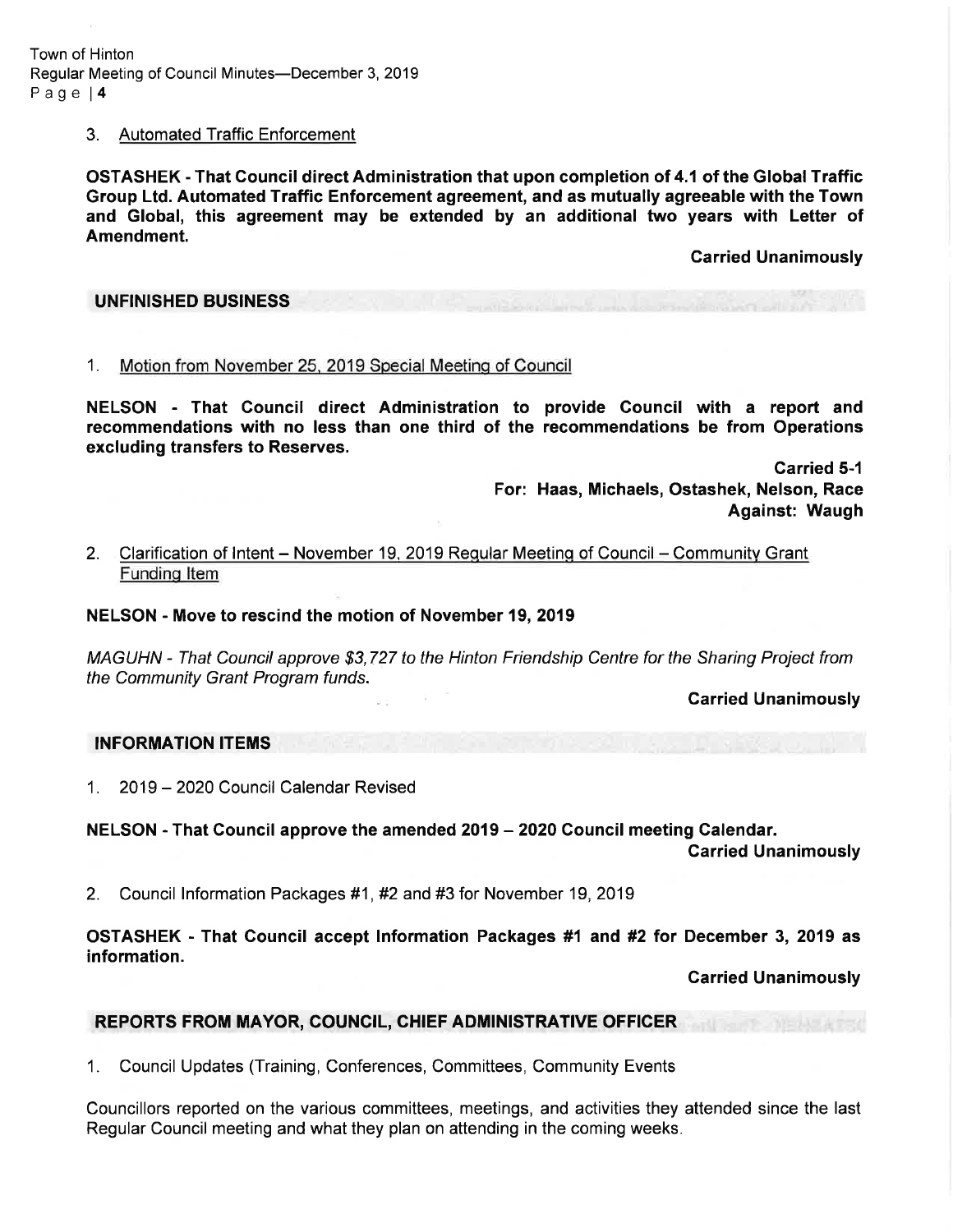3. Automated Traffic Enforcement

**OSTASHEK - That Council direct Administration that upon completion of 4.1 of the Global Traffic Group Ltd. Automated Traffic Enforcement agreement, and as mutually agreeable with the Town and Global, this agreement may be extended by an additional two years with Letter of Amendment.**

**Carried Unanimously**

## UNFINISHED BUSINESS

1. Motion from November 25, 2019 Special Meeting of Council

**NELSON - That Council direct Administration to provide Council with a report and recommendations with no less than one third of the recommendations be from Operations excluding transfers to Reserves.**

**Carried 5-1**
**For: Haas, Michaels, Ostashek, Nelson, Race**
**Against: Waugh**

2. Clarification of Intent – November 19, 2019 Regular Meeting of Council – Community Grant Funding Item

**NELSON - Move to rescind the motion of November 19, 2019**

*MAGUHN - That Council approve $3,727 to the Hinton Friendship Centre for the Sharing Project from the Community Grant Program funds.*

**Carried Unanimously**

## INFORMATION ITEMS

1. 2019 – 2020 Council Calendar Revised

**NELSON - That Council approve the amended 2019 – 2020 Council meeting Calendar.**

**Carried Unanimously**

2. Council Information Packages #1, #2 and #3 for November 19, 2019

**OSTASHEK - That Council accept Information Packages #1 and #2 for December 3, 2019 as information.**

**Carried Unanimously**

## REPORTS FROM MAYOR, COUNCIL, CHIEF ADMINISTRATIVE OFFICER

1. Council Updates (Training, Conferences, Committees, Community Events

Councillors reported on the various committees, meetings, and activities they attended since the last Regular Council meeting and what they plan on attending in the coming weeks.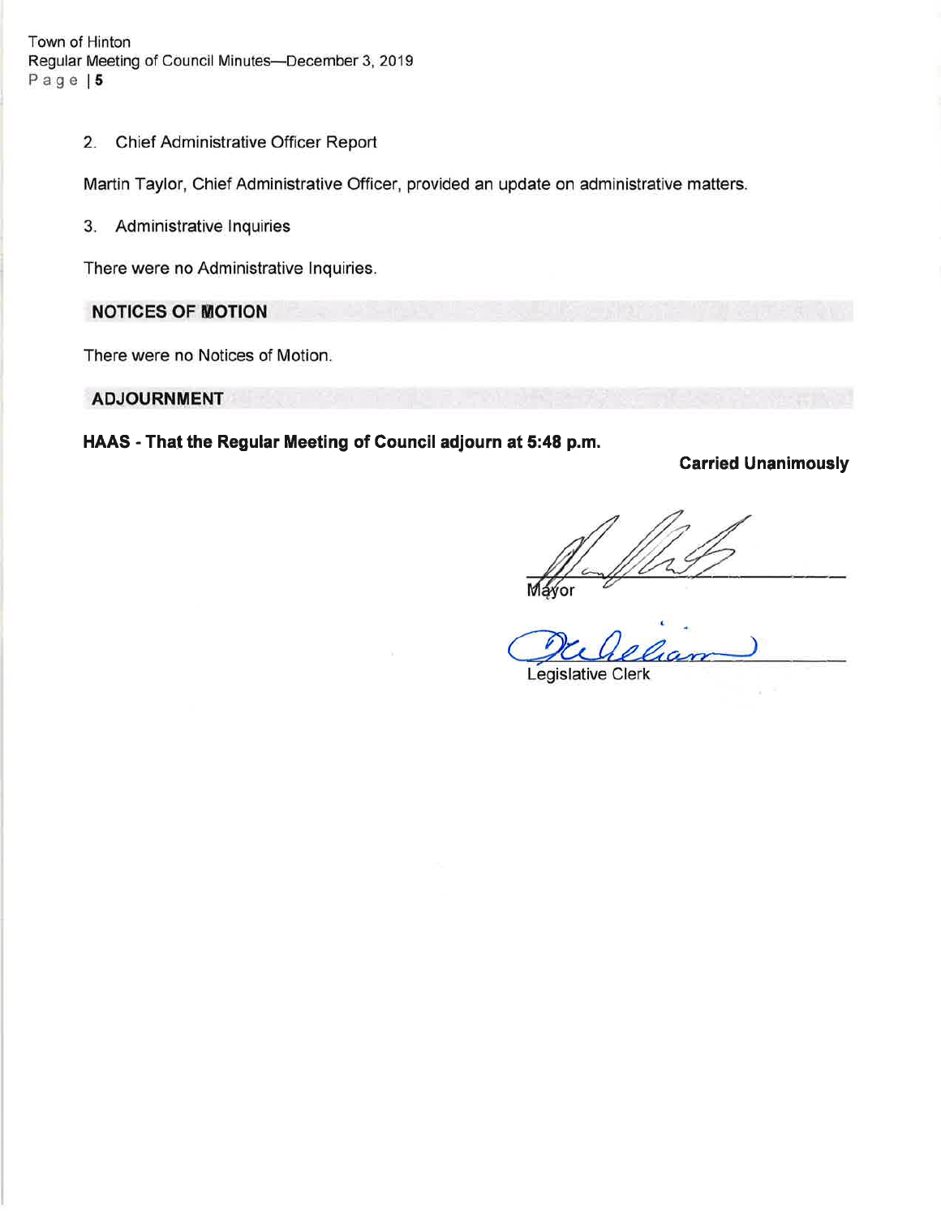2. Chief Administrative Officer Report

Martin Taylor, Chief Administrative Officer, provided an update on administrative matters.

3. Administrative Inquiries

There were no Administrative Inquiries.

## NOTICES OF MOTION

There were no Notices of Motion.

## ADJOURNMENT

**HAAS - That the Regular Meeting of Council adjourn at 5:48 p.m.**

**Carried Unanimously**

Mayor

Legislative Clerk